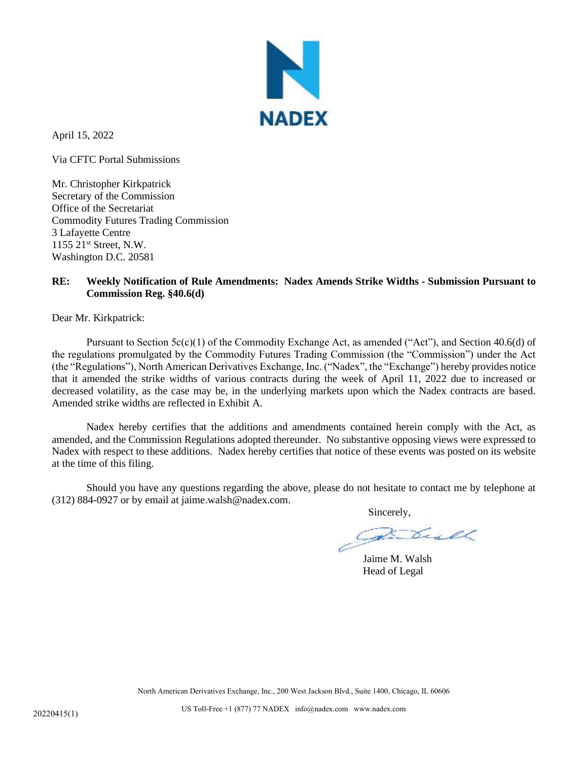NADEX

April 15, 2022

Via CFTC Portal Submissions

Mr. Christopher Kirkpatrick
Secretary of the Commission
Office of the Secretariat
Commodity Futures Trading Commission
3 Lafayette Centre
1155 21st Street, N.W.
Washington D.C. 20581

**RE: Weekly Notification of Rule Amendments: Nadex Amends Strike Widths - Submission Pursuant to Commission Reg. §40.6(d)**

Dear Mr. Kirkpatrick:

Pursuant to Section 5c(c)(1) of the Commodity Exchange Act, as amended ("Act"), and Section 40.6(d) of the regulations promulgated by the Commodity Futures Trading Commission (the "Commission") under the Act (the "Regulations"), North American Derivatives Exchange, Inc. ("Nadex", the "Exchange") hereby provides notice that it amended the strike widths of various contracts during the week of April 11, 2022 due to increased or decreased volatility, as the case may be, in the underlying markets upon which the Nadex contracts are based. Amended strike widths are reflected in Exhibit A.

Nadex hereby certifies that the additions and amendments contained herein comply with the Act, as amended, and the Commission Regulations adopted thereunder. No substantive opposing views were expressed to Nadex with respect to these additions. Nadex hereby certifies that notice of these events was posted on its website at the time of this filing.

Should you have any questions regarding the above, please do not hesitate to contact me by telephone at (312) 884-0927 or by email at jaime.walsh@nadex.com.

Sincerely,

Jaime M. Walsh
Head of Legal

North American Derivatives Exchange, Inc., 200 West Jackson Blvd., Suite 1400, Chicago, IL 60606

US Toll-Free +1 (877) 77 NADEX info@nadex.com www.nadex.com

20220415(1)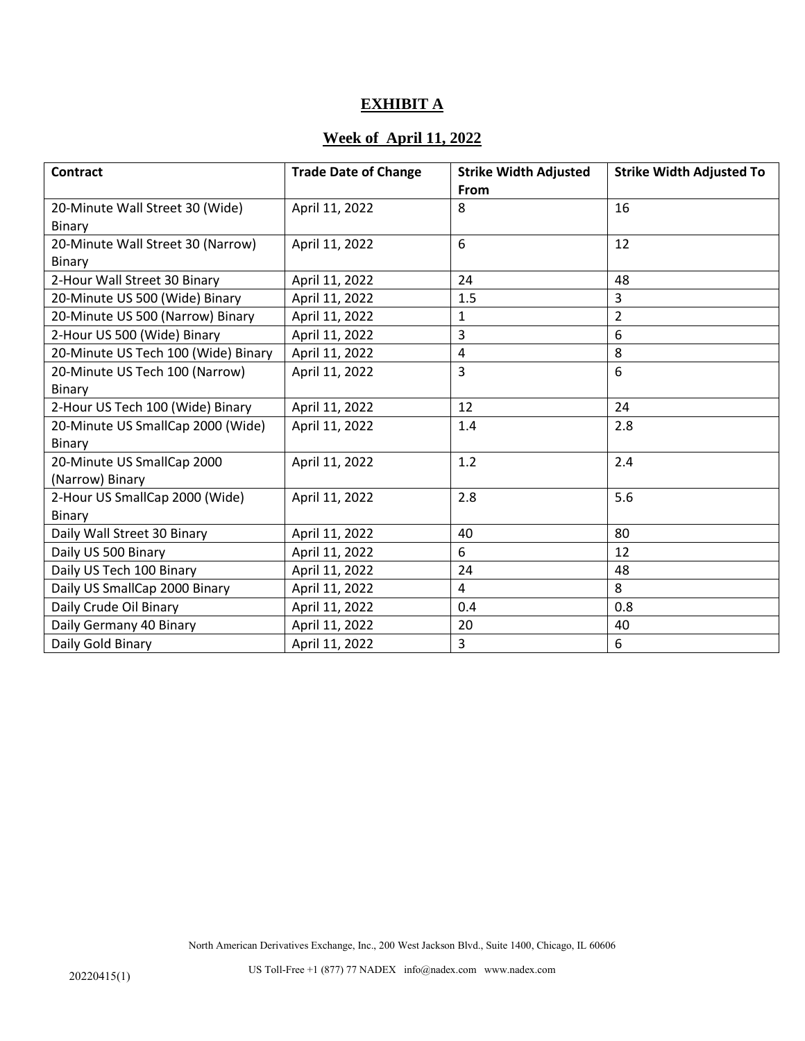# EXHIBIT A

## Week of April 11, 2022

| Contract | Trade Date of Change | Strike Width Adjusted From | Strike Width Adjusted To |
|---|---|---|---|
| 20-Minute Wall Street 30 (Wide) Binary | April 11, 2022 | 8 | 16 |
| 20-Minute Wall Street 30 (Narrow) Binary | April 11, 2022 | 6 | 12 |
| 2-Hour Wall Street 30 Binary | April 11, 2022 | 24 | 48 |
| 20-Minute US 500 (Wide) Binary | April 11, 2022 | 1.5 | 3 |
| 20-Minute US 500 (Narrow) Binary | April 11, 2022 | 1 | 2 |
| 2-Hour US 500 (Wide) Binary | April 11, 2022 | 3 | 6 |
| 20-Minute US Tech 100 (Wide) Binary | April 11, 2022 | 4 | 8 |
| 20-Minute US Tech 100 (Narrow) Binary | April 11, 2022 | 3 | 6 |
| 2-Hour US Tech 100 (Wide) Binary | April 11, 2022 | 12 | 24 |
| 20-Minute US SmallCap 2000 (Wide) Binary | April 11, 2022 | 1.4 | 2.8 |
| 20-Minute US SmallCap 2000 (Narrow) Binary | April 11, 2022 | 1.2 | 2.4 |
| 2-Hour US SmallCap 2000 (Wide) Binary | April 11, 2022 | 2.8 | 5.6 |
| Daily Wall Street 30 Binary | April 11, 2022 | 40 | 80 |
| Daily US 500 Binary | April 11, 2022 | 6 | 12 |
| Daily US Tech 100 Binary | April 11, 2022 | 24 | 48 |
| Daily US SmallCap 2000 Binary | April 11, 2022 | 4 | 8 |
| Daily Crude Oil Binary | April 11, 2022 | 0.4 | 0.8 |
| Daily Germany 40 Binary | April 11, 2022 | 20 | 40 |
| Daily Gold Binary | April 11, 2022 | 3 | 6 |